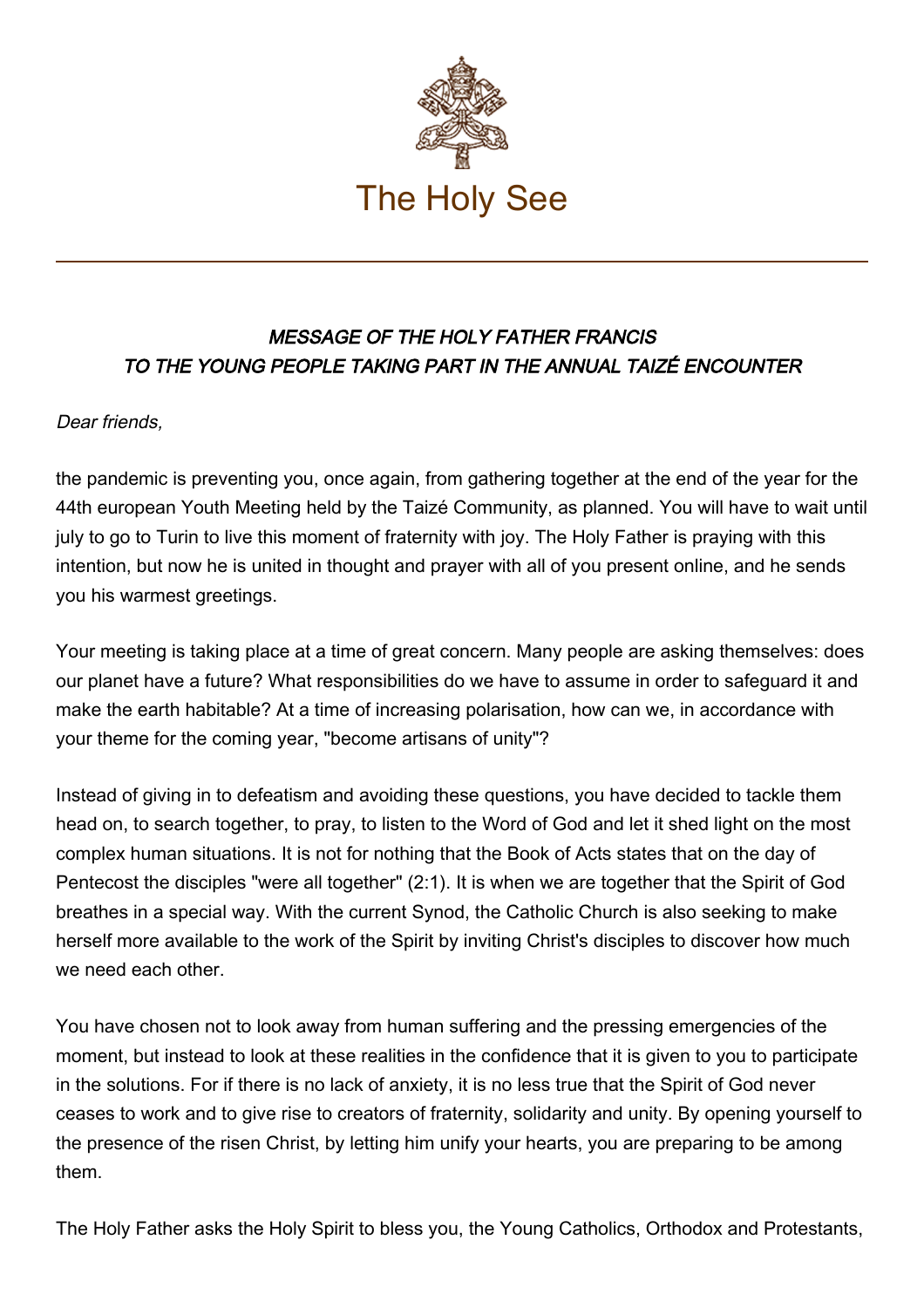The Holy See

***MESSAGE OF THE HOLY FATHER FRANCIS***
***TO THE YOUNG PEOPLE TAKING PART IN THE ANNUAL TAIZÉ ENCOUNTER***

*Dear friends,*

the pandemic is preventing you, once again, from gathering together at the end of the year for the 44th european Youth Meeting held by the Taizé Community, as planned. You will have to wait until july to go to Turin to live this moment of fraternity with joy. The Holy Father is praying with this intention, but now he is united in thought and prayer with all of you present online, and he sends you his warmest greetings.

Your meeting is taking place at a time of great concern. Many people are asking themselves: does our planet have a future? What responsibilities do we have to assume in order to safeguard it and make the earth habitable? At a time of increasing polarisation, how can we, in accordance with your theme for the coming year, "become artisans of unity"?

Instead of giving in to defeatism and avoiding these questions, you have decided to tackle them head on, to search together, to pray, to listen to the Word of God and let it shed light on the most complex human situations. It is not for nothing that the Book of Acts states that on the day of Pentecost the disciples "were all together" (2:1). It is when we are together that the Spirit of God breathes in a special way. With the current Synod, the Catholic Church is also seeking to make herself more available to the work of the Spirit by inviting Christ's disciples to discover how much we need each other.

You have chosen not to look away from human suffering and the pressing emergencies of the moment, but instead to look at these realities in the confidence that it is given to you to participate in the solutions. For if there is no lack of anxiety, it is no less true that the Spirit of God never ceases to work and to give rise to creators of fraternity, solidarity and unity. By opening yourself to the presence of the risen Christ, by letting him unify your hearts, you are preparing to be among them.

The Holy Father asks the Holy Spirit to bless you, the Young Catholics, Orthodox and Protestants,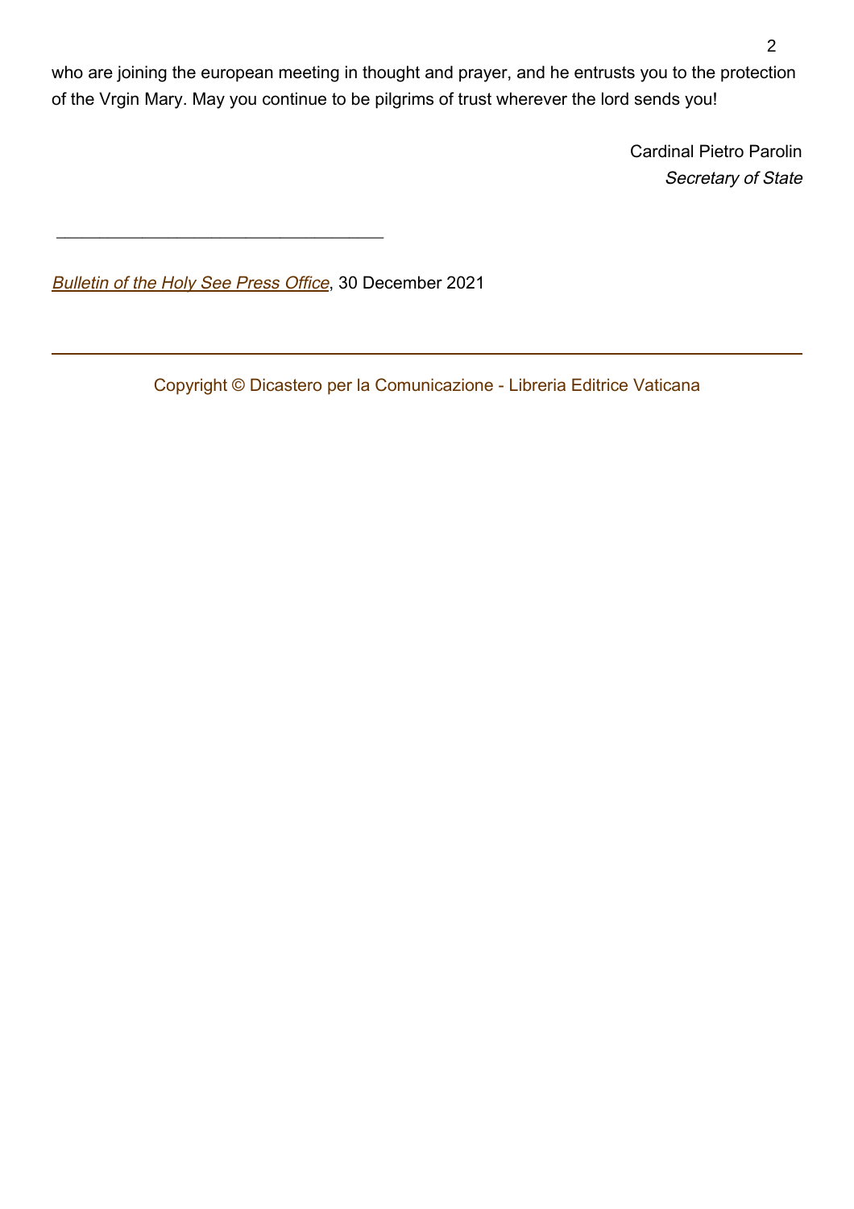who are joining the european meeting in thought and prayer, and he entrusts you to the protection of the Vrgin Mary. May you continue to be pilgrims of trust wherever the lord sends you!

Cardinal Pietro Parolin  
*Secretary of State*

---

*Bulletin of the Holy See Press Office*, 30 December 2021

---

Copyright © Dicastero per la Comunicazione - Libreria Editrice Vaticana